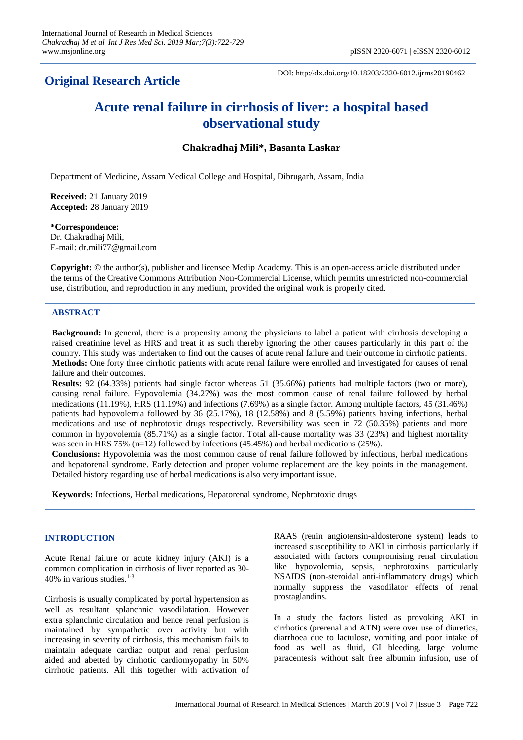**Original Research Article**

DOI: http://dx.doi.org/10.18203/2320-6012.ijrms20190462

# Acute renal failure in cirrhosis of liver: a hospital based observational study

**Chakradhaj Mili\*, Basanta Laskar**

Department of Medicine, Assam Medical College and Hospital, Dibrugarh, Assam, India

**Received:** 21 January 2019
**Accepted:** 28 January 2019

**\*Correspondence:**
Dr. Chakradhaj Mili,
E-mail: dr.mili77@gmail.com

**Copyright:** © the author(s), publisher and licensee Medip Academy. This is an open-access article distributed under the terms of the Creative Commons Attribution Non-Commercial License, which permits unrestricted non-commercial use, distribution, and reproduction in any medium, provided the original work is properly cited.

## ABSTRACT

**Background:** In general, there is a propensity among the physicians to label a patient with cirrhosis developing a raised creatinine level as HRS and treat it as such thereby ignoring the other causes particularly in this part of the country. This study was undertaken to find out the causes of acute renal failure and their outcome in cirrhotic patients.

**Methods:** One forty three cirrhotic patients with acute renal failure were enrolled and investigated for causes of renal failure and their outcomes.

**Results:** 92 (64.33%) patients had single factor whereas 51 (35.66%) patients had multiple factors (two or more), causing renal failure. Hypovolemia (34.27%) was the most common cause of renal failure followed by herbal medications (11.19%), HRS (11.19%) and infections (7.69%) as a single factor. Among multiple factors, 45 (31.46%) patients had hypovolemia followed by 36 (25.17%), 18 (12.58%) and 8 (5.59%) patients having infections, herbal medications and use of nephrotoxic drugs respectively. Reversibility was seen in 72 (50.35%) patients and more common in hypovolemia (85.71%) as a single factor. Total all-cause mortality was 33 (23%) and highest mortality was seen in HRS 75% (n=12) followed by infections (45.45%) and herbal medications (25%).

**Conclusions:** Hypovolemia was the most common cause of renal failure followed by infections, herbal medications and hepatorenal syndrome. Early detection and proper volume replacement are the key points in the management. Detailed history regarding use of herbal medications is also very important issue.

**Keywords:** Infections, Herbal medications, Hepatorenal syndrome, Nephrotoxic drugs

## INTRODUCTION

Acute Renal failure or acute kidney injury (AKI) is a common complication in cirrhosis of liver reported as 30-40% in various studies.[1-3]

Cirrhosis is usually complicated by portal hypertension as well as resultant splanchnic vasodilatation. However extra splanchnic circulation and hence renal perfusion is maintained by sympathetic over activity but with increasing in severity of cirrhosis, this mechanism fails to maintain adequate cardiac output and renal perfusion aided and abetted by cirrhotic cardiomyopathy in 50% cirrhotic patients. All this together with activation of RAAS (renin angiotensin-aldosterone system) leads to increased susceptibility to AKI in cirrhosis particularly if associated with factors compromising renal circulation like hypovolemia, sepsis, nephrotoxins particularly NSAIDS (non-steroidal anti-inflammatory drugs) which normally suppress the vasodilator effects of renal prostaglandins.

In a study the factors listed as provoking AKI in cirrhotics (prerenal and ATN) were over use of diuretics, diarrhoea due to lactulose, vomiting and poor intake of food as well as fluid, GI bleeding, large volume paracentesis without salt free albumin infusion, use of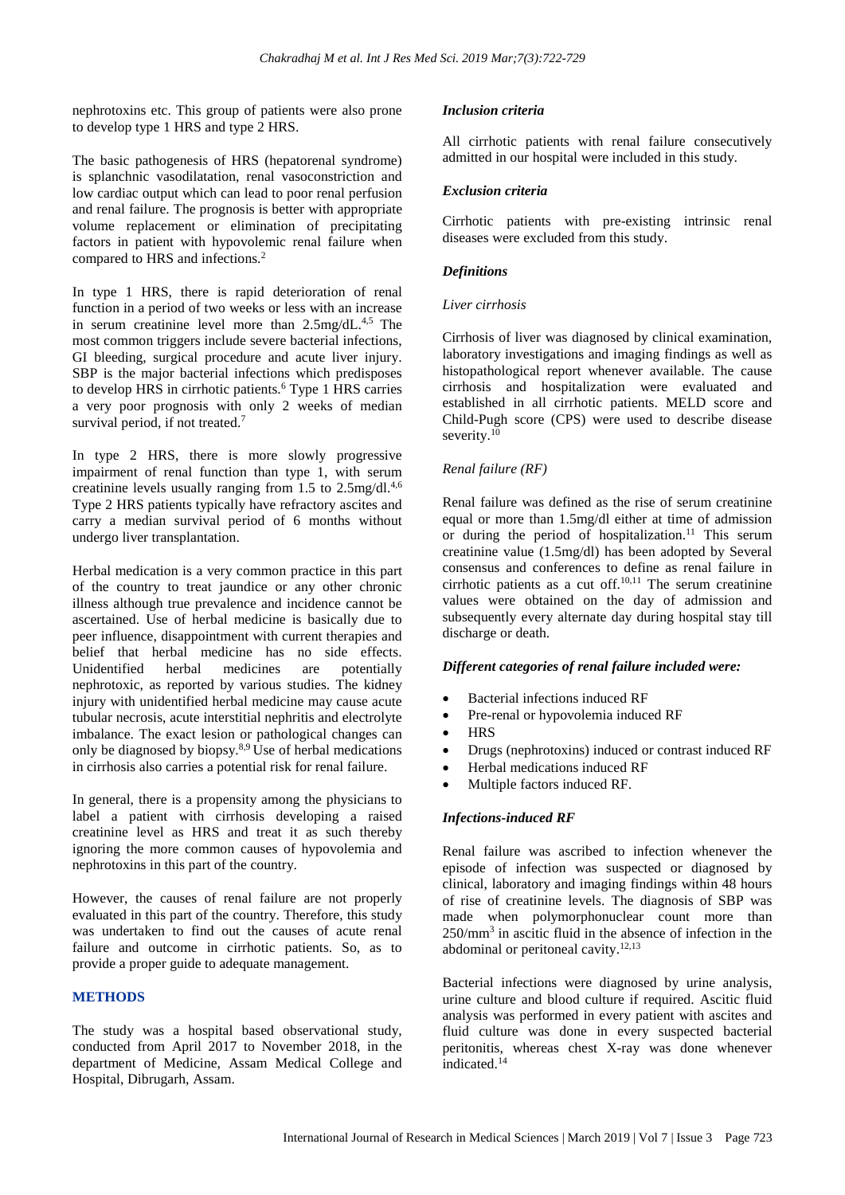nephrotoxins etc. This group of patients were also prone to develop type 1 HRS and type 2 HRS.

The basic pathogenesis of HRS (hepatorenal syndrome) is splanchnic vasodilatation, renal vasoconstriction and low cardiac output which can lead to poor renal perfusion and renal failure. The prognosis is better with appropriate volume replacement or elimination of precipitating factors in patient with hypovolemic renal failure when compared to HRS and infections.[2]

In type 1 HRS, there is rapid deterioration of renal function in a period of two weeks or less with an increase in serum creatinine level more than 2.5mg/dL.[4,5] The most common triggers include severe bacterial infections, GI bleeding, surgical procedure and acute liver injury. SBP is the major bacterial infections which predisposes to develop HRS in cirrhotic patients.[6] Type 1 HRS carries a very poor prognosis with only 2 weeks of median survival period, if not treated.[7]

In type 2 HRS, there is more slowly progressive impairment of renal function than type 1, with serum creatinine levels usually ranging from 1.5 to 2.5mg/dl.[4,6] Type 2 HRS patients typically have refractory ascites and carry a median survival period of 6 months without undergo liver transplantation.

Herbal medication is a very common practice in this part of the country to treat jaundice or any other chronic illness although true prevalence and incidence cannot be ascertained. Use of herbal medicine is basically due to peer influence, disappointment with current therapies and belief that herbal medicine has no side effects. Unidentified herbal medicines are potentially nephrotoxic, as reported by various studies. The kidney injury with unidentified herbal medicine may cause acute tubular necrosis, acute interstitial nephritis and electrolyte imbalance. The exact lesion or pathological changes can only be diagnosed by biopsy.[8,9] Use of herbal medications in cirrhosis also carries a potential risk for renal failure.

In general, there is a propensity among the physicians to label a patient with cirrhosis developing a raised creatinine level as HRS and treat it as such thereby ignoring the more common causes of hypovolemia and nephrotoxins in this part of the country.

However, the causes of renal failure are not properly evaluated in this part of the country. Therefore, this study was undertaken to find out the causes of acute renal failure and outcome in cirrhotic patients. So, as to provide a proper guide to adequate management.

## METHODS

The study was a hospital based observational study, conducted from April 2017 to November 2018, in the department of Medicine, Assam Medical College and Hospital, Dibrugarh, Assam.

### Inclusion criteria

All cirrhotic patients with renal failure consecutively admitted in our hospital were included in this study.

### Exclusion criteria

Cirrhotic patients with pre-existing intrinsic renal diseases were excluded from this study.

### Definitions

#### Liver cirrhosis

Cirrhosis of liver was diagnosed by clinical examination, laboratory investigations and imaging findings as well as histopathological report whenever available. The cause cirrhosis and hospitalization were evaluated and established in all cirrhotic patients. MELD score and Child-Pugh score (CPS) were used to describe disease severity.[10]

#### Renal failure (RF)

Renal failure was defined as the rise of serum creatinine equal or more than 1.5mg/dl either at time of admission or during the period of hospitalization.[11] This serum creatinine value (1.5mg/dl) has been adopted by Several consensus and conferences to define as renal failure in cirrhotic patients as a cut off.[10,11] The serum creatinine values were obtained on the day of admission and subsequently every alternate day during hospital stay till discharge or death.

### Different categories of renal failure included were:

- Bacterial infections induced RF
- Pre-renal or hypovolemia induced RF
- HRS
- Drugs (nephrotoxins) induced or contrast induced RF
- Herbal medications induced RF
- Multiple factors induced RF.

### Infections-induced RF

Renal failure was ascribed to infection whenever the episode of infection was suspected or diagnosed by clinical, laboratory and imaging findings within 48 hours of rise of creatinine levels. The diagnosis of SBP was made when polymorphonuclear count more than 250/mm$^3$ in ascitic fluid in the absence of infection in the abdominal or peritoneal cavity.[12,13]

Bacterial infections were diagnosed by urine analysis, urine culture and blood culture if required. Ascitic fluid analysis was performed in every patient with ascites and fluid culture was done in every suspected bacterial peritonitis, whereas chest X-ray was done whenever indicated.[14]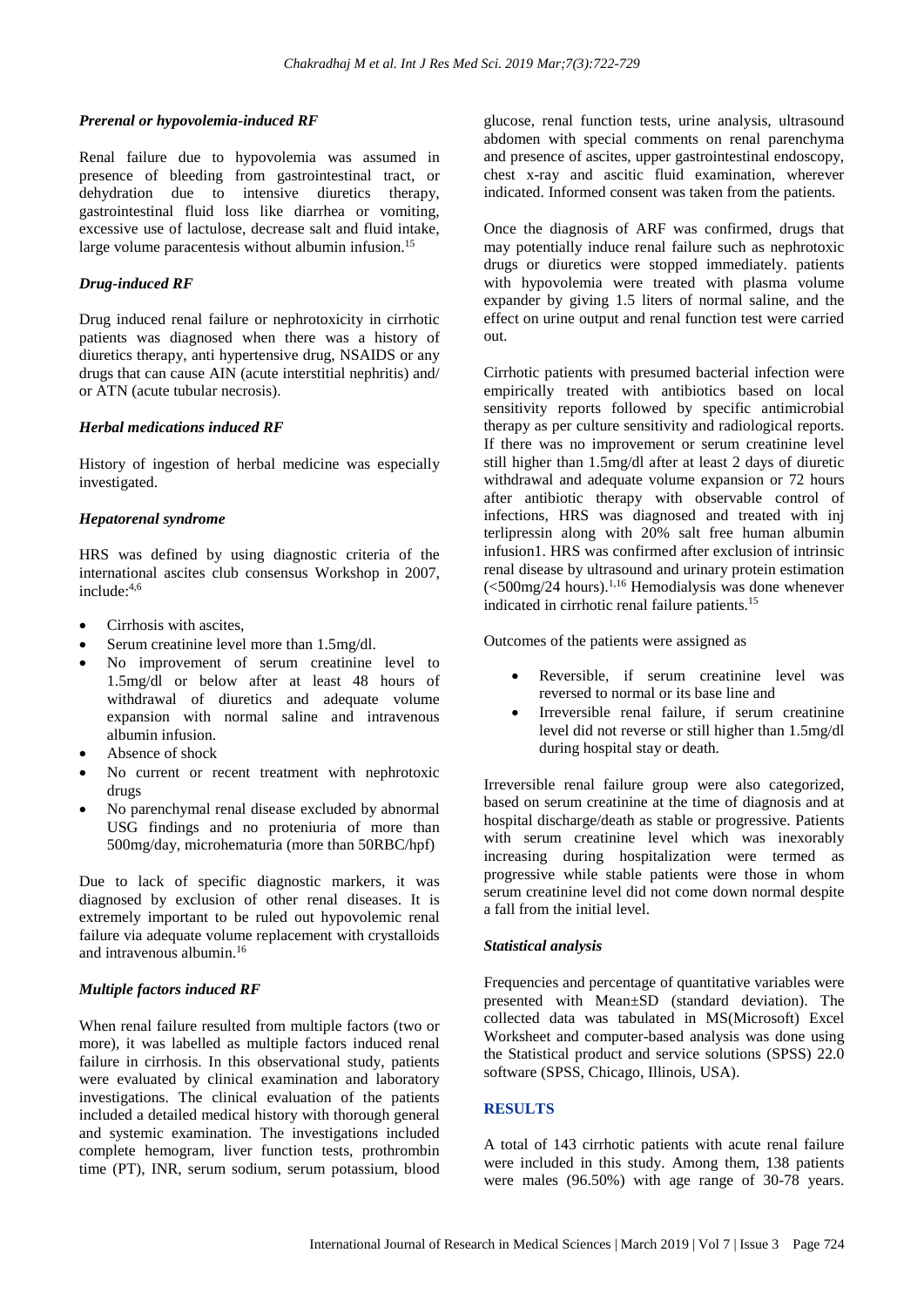### *Prerenal or hypovolemia-induced RF*

Renal failure due to hypovolemia was assumed in presence of bleeding from gastrointestinal tract, or dehydration due to intensive diuretics therapy, gastrointestinal fluid loss like diarrhea or vomiting, excessive use of lactulose, decrease salt and fluid intake, large volume paracentesis without albumin infusion.[15]

### *Drug-induced RF*

Drug induced renal failure or nephrotoxicity in cirrhotic patients was diagnosed when there was a history of diuretics therapy, anti hypertensive drug, NSAIDS or any drugs that can cause AIN (acute interstitial nephritis) and/ or ATN (acute tubular necrosis).

### *Herbal medications induced RF*

History of ingestion of herbal medicine was especially investigated.

### *Hepatorenal syndrome*

HRS was defined by using diagnostic criteria of the international ascites club consensus Workshop in 2007, include:[4,6]

- Cirrhosis with ascites,
- Serum creatinine level more than 1.5mg/dl.
- No improvement of serum creatinine level to 1.5mg/dl or below after at least 48 hours of withdrawal of diuretics and adequate volume expansion with normal saline and intravenous albumin infusion.
- Absence of shock
- No current or recent treatment with nephrotoxic drugs
- No parenchymal renal disease excluded by abnormal USG findings and no proteniuria of more than 500mg/day, microhematuria (more than 50RBC/hpf)

Due to lack of specific diagnostic markers, it was diagnosed by exclusion of other renal diseases. It is extremely important to be ruled out hypovolemic renal failure via adequate volume replacement with crystalloids and intravenous albumin.[16]

### *Multiple factors induced RF*

When renal failure resulted from multiple factors (two or more), it was labelled as multiple factors induced renal failure in cirrhosis. In this observational study, patients were evaluated by clinical examination and laboratory investigations. The clinical evaluation of the patients included a detailed medical history with thorough general and systemic examination. The investigations included complete hemogram, liver function tests, prothrombin time (PT), INR, serum sodium, serum potassium, blood glucose, renal function tests, urine analysis, ultrasound abdomen with special comments on renal parenchyma and presence of ascites, upper gastrointestinal endoscopy, chest x-ray and ascitic fluid examination, wherever indicated. Informed consent was taken from the patients.

Once the diagnosis of ARF was confirmed, drugs that may potentially induce renal failure such as nephrotoxic drugs or diuretics were stopped immediately. patients with hypovolemia were treated with plasma volume expander by giving 1.5 liters of normal saline, and the effect on urine output and renal function test were carried out.

Cirrhotic patients with presumed bacterial infection were empirically treated with antibiotics based on local sensitivity reports followed by specific antimicrobial therapy as per culture sensitivity and radiological reports. If there was no improvement or serum creatinine level still higher than 1.5mg/dl after at least 2 days of diuretic withdrawal and adequate volume expansion or 72 hours after antibiotic therapy with observable control of infections, HRS was diagnosed and treated with inj terlipressin along with 20% salt free human albumin infusion1. HRS was confirmed after exclusion of intrinsic renal disease by ultrasound and urinary protein estimation (<500mg/24 hours).[1,16] Hemodialysis was done whenever indicated in cirrhotic renal failure patients.[15]

Outcomes of the patients were assigned as

- Reversible, if serum creatinine level was reversed to normal or its base line and
- Irreversible renal failure, if serum creatinine level did not reverse or still higher than 1.5mg/dl during hospital stay or death.

Irreversible renal failure group were also categorized, based on serum creatinine at the time of diagnosis and at hospital discharge/death as stable or progressive. Patients with serum creatinine level which was inexorably increasing during hospitalization were termed as progressive while stable patients were those in whom serum creatinine level did not come down normal despite a fall from the initial level.

### *Statistical analysis*

Frequencies and percentage of quantitative variables were presented with Mean±SD (standard deviation). The collected data was tabulated in MS(Microsoft) Excel Worksheet and computer-based analysis was done using the Statistical product and service solutions (SPSS) 22.0 software (SPSS, Chicago, Illinois, USA).

## RESULTS

A total of 143 cirrhotic patients with acute renal failure were included in this study. Among them, 138 patients were males (96.50%) with age range of 30-78 years.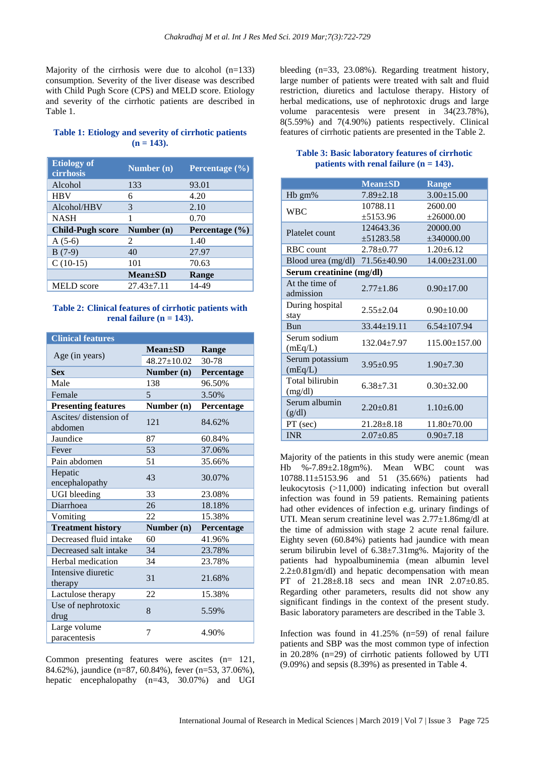Majority of the cirrhosis were due to alcohol (n=133) consumption. Severity of the liver disease was described with Child Pugh Score (CPS) and MELD score. Etiology and severity of the cirrhotic patients are described in Table 1.

**Table 1: Etiology and severity of cirrhotic patients (n = 143).**

| Etiology of cirrhosis | Number (n) | Percentage (%) |
|---|---|---|
| Alcohol | 133 | 93.01 |
| HBV | 6 | 4.20 |
| Alcohol/HBV | 3 | 2.10 |
| NASH | 1 | 0.70 |
| **Child-Pugh score** | **Number (n)** | **Percentage (%)** |
| A (5-6) | 2 | 1.40 |
| B (7-9) | 40 | 27.97 |
| C (10-15) | 101 | 70.63 |
| | **Mean±SD** | **Range** |
| MELD score | 27.43±7.11 | 14-49 |

**Table 2: Clinical features of cirrhotic patients with renal failure (n = 143).**

| Clinical features | | |
|---|---|---|
| Age (in years) | **Mean±SD** | **Range** |
| | 48.27±10.02 | 30-78 |
| **Sex** | **Number (n)** | **Percentage** |
| Male | 138 | 96.50% |
| Female | 5 | 3.50% |
| **Presenting features** | **Number (n)** | **Percentage** |
| Ascites/ distension of abdomen | 121 | 84.62% |
| Jaundice | 87 | 60.84% |
| Fever | 53 | 37.06% |
| Pain abdomen | 51 | 35.66% |
| Hepatic encephalopathy | 43 | 30.07% |
| UGI bleeding | 33 | 23.08% |
| Diarrhoea | 26 | 18.18% |
| Vomiting | 22 | 15.38% |
| **Treatment history** | **Number (n)** | **Percentage** |
| Decreased fluid intake | 60 | 41.96% |
| Decreased salt intake | 34 | 23.78% |
| Herbal medication | 34 | 23.78% |
| Intensive diuretic therapy | 31 | 21.68% |
| Lactulose therapy | 22 | 15.38% |
| Use of nephrotoxic drug | 8 | 5.59% |
| Large volume paracentesis | 7 | 4.90% |

Common presenting features were ascites (n= 121, 84.62%), jaundice (n=87, 60.84%), fever (n=53, 37.06%), hepatic encephalopathy (n=43, 30.07%) and UGI bleeding (n=33, 23.08%). Regarding treatment history, large number of patients were treated with salt and fluid restriction, diuretics and lactulose therapy. History of herbal medications, use of nephrotoxic drugs and large volume paracentesis were present in 34(23.78%), 8(5.59%) and 7(4.90%) patients respectively. Clinical features of cirrhotic patients are presented in the Table 2.

**Table 3: Basic laboratory features of cirrhotic patients with renal failure (n = 143).**

| | Mean±SD | Range |
|---|---|---|
| Hb gm% | 7.89±2.18 | 3.00±15.00 |
| WBC | 10788.11 ±5153.96 | 2600.00 ±26000.00 |
| Platelet count | 124643.36 ±51283.58 | 20000.00 ±340000.00 |
| RBC count | 2.78±0.77 | 1.20±6.12 |
| Blood urea (mg/dl) | 71.56±40.90 | 14.00±231.00 |
| **Serum creatinine (mg/dl)** | | |
| At the time of admission | 2.77±1.86 | 0.90±17.00 |
| During hospital stay | 2.55±2.04 | 0.90±10.00 |
| Bun | 33.44±19.11 | 6.54±107.94 |
| Serum sodium (mEq/L) | 132.04±7.97 | 115.00±157.00 |
| Serum potassium (mEq/L) | 3.95±0.95 | 1.90±7.30 |
| Total bilirubin (mg/dl) | 6.38±7.31 | 0.30±32.00 |
| Serum albumin (g/dl) | 2.20±0.81 | 1.10±6.00 |
| PT (sec) | 21.28±8.18 | 11.80±70.00 |
| INR | 2.07±0.85 | 0.90±7.18 |

Majority of the patients in this study were anemic (mean Hb %-7.89±2.18gm%). Mean WBC count was 10788.11±5153.96 and 51 (35.66%) patients had leukocytosis (>11,000) indicating infection but overall infection was found in 59 patients. Remaining patients had other evidences of infection e.g. urinary findings of UTI. Mean serum creatinine level was 2.77±1.86mg/dl at the time of admission with stage 2 acute renal failure. Eighty seven (60.84%) patients had jaundice with mean serum bilirubin level of 6.38±7.31mg%. Majority of the patients had hypoalbuminemia (mean albumin level 2.2±0.81gm/dl) and hepatic decompensation with mean PT of 21.28±8.18 secs and mean INR 2.07±0.85. Regarding other parameters, results did not show any significant findings in the context of the present study. Basic laboratory parameters are described in the Table 3.

Infection was found in 41.25% (n=59) of renal failure patients and SBP was the most common type of infection in 20.28% (n=29) of cirrhotic patients followed by UTI (9.09%) and sepsis (8.39%) as presented in Table 4.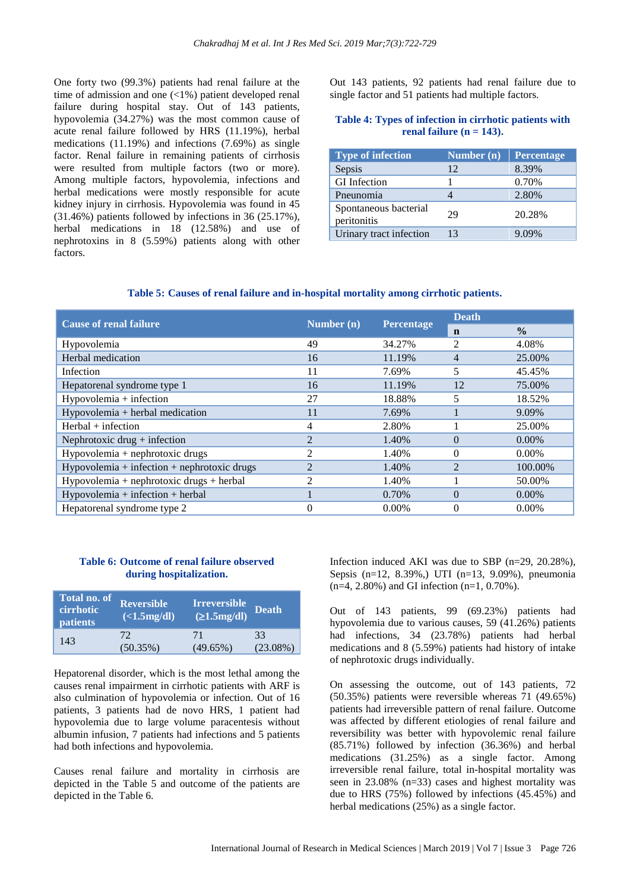One forty two (99.3%) patients had renal failure at the time of admission and one (<1%) patient developed renal failure during hospital stay. Out of 143 patients, hypovolemia (34.27%) was the most common cause of acute renal failure followed by HRS (11.19%), herbal medications (11.19%) and infections (7.69%) as single factor. Renal failure in remaining patients of cirrhosis were resulted from multiple factors (two or more). Among multiple factors, hypovolemia, infections and herbal medications were mostly responsible for acute kidney injury in cirrhosis. Hypovolemia was found in 45 (31.46%) patients followed by infections in 36 (25.17%), herbal medications in 18 (12.58%) and use of nephrotoxins in 8 (5.59%) patients along with other factors.

Out 143 patients, 92 patients had renal failure due to single factor and 51 patients had multiple factors.

**Table 4: Types of infection in cirrhotic patients with renal failure (n = 143).**

| Type of infection | Number (n) | Percentage |
|---|---|---|
| Sepsis | 12 | 8.39% |
| GI Infection | 1 | 0.70% |
| Pneunomia | 4 | 2.80% |
| Spontaneous bacterial peritonitis | 29 | 20.28% |
| Urinary tract infection | 13 | 9.09% |

**Table 5: Causes of renal failure and in-hospital mortality among cirrhotic patients.**

| Cause of renal failure | Number (n) | Percentage | Death | |
|---|---|---|---|---|
| | | | n | % |
| Hypovolemia | 49 | 34.27% | 2 | 4.08% |
| Herbal medication | 16 | 11.19% | 4 | 25.00% |
| Infection | 11 | 7.69% | 5 | 45.45% |
| Hepatorenal syndrome type 1 | 16 | 11.19% | 12 | 75.00% |
| Hypovolemia + infection | 27 | 18.88% | 5 | 18.52% |
| Hypovolemia + herbal medication | 11 | 7.69% | 1 | 9.09% |
| Herbal + infection | 4 | 2.80% | 1 | 25.00% |
| Nephrotoxic drug + infection | 2 | 1.40% | 0 | 0.00% |
| Hypovolemia + nephrotoxic drugs | 2 | 1.40% | 0 | 0.00% |
| Hypovolemia + infection + nephrotoxic drugs | 2 | 1.40% | 2 | 100.00% |
| Hypovolemia + nephrotoxic drugs + herbal | 2 | 1.40% | 1 | 50.00% |
| Hypovolemia + infection + herbal | 1 | 0.70% | 0 | 0.00% |
| Hepatorenal syndrome type 2 | 0 | 0.00% | 0 | 0.00% |

**Table 6: Outcome of renal failure observed during hospitalization.**

| Total no. of cirrhotic patients | Reversible (<1.5mg/dl) | Irreversible (≥1.5mg/dl) | Death |
|---|---|---|---|
| 143 | 72 (50.35%) | 71 (49.65%) | 33 (23.08%) |

Hepatorenal disorder, which is the most lethal among the causes renal impairment in cirrhotic patients with ARF is also culmination of hypovolemia or infection. Out of 16 patients, 3 patients had de novo HRS, 1 patient had hypovolemia due to large volume paracentesis without albumin infusion, 7 patients had infections and 5 patients had both infections and hypovolemia.

Causes renal failure and mortality in cirrhosis are depicted in the Table 5 and outcome of the patients are depicted in the Table 6.

Infection induced AKI was due to SBP (n=29, 20.28%), Sepsis (n=12, 8.39%,) UTI (n=13, 9.09%), pneumonia (n=4, 2.80%) and GI infection (n=1, 0.70%).

Out of 143 patients, 99 (69.23%) patients had hypovolemia due to various causes, 59 (41.26%) patients had infections, 34 (23.78%) patients had herbal medications and 8 (5.59%) patients had history of intake of nephrotoxic drugs individually.

On assessing the outcome, out of 143 patients, 72 (50.35%) patients were reversible whereas 71 (49.65%) patients had irreversible pattern of renal failure. Outcome was affected by different etiologies of renal failure and reversibility was better with hypovolemic renal failure (85.71%) followed by infection (36.36%) and herbal medications (31.25%) as a single factor. Among irreversible renal failure, total in-hospital mortality was seen in 23.08% (n=33) cases and highest mortality was due to HRS (75%) followed by infections (45.45%) and herbal medications (25%) as a single factor.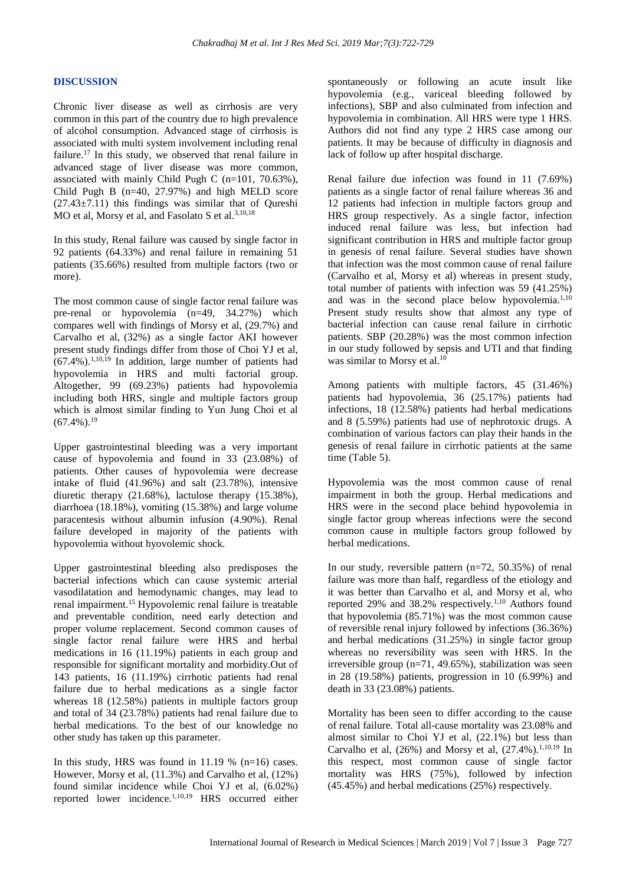## DISCUSSION

Chronic liver disease as well as cirrhosis are very common in this part of the country due to high prevalence of alcohol consumption. Advanced stage of cirrhosis is associated with multi system involvement including renal failure.[17] In this study, we observed that renal failure in advanced stage of liver disease was more common, associated with mainly Child Pugh C (n=101, 70.63%), Child Pugh B (n=40, 27.97%) and high MELD score (27.43±7.11) this findings was similar that of Qureshi MO et al, Morsy et al, and Fasolato S et al.[3,10,18]

In this study, Renal failure was caused by single factor in 92 patients (64.33%) and renal failure in remaining 51 patients (35.66%) resulted from multiple factors (two or more).

The most common cause of single factor renal failure was pre-renal or hypovolemia (n=49, 34.27%) which compares well with findings of Morsy et al, (29.7%) and Carvalho et al, (32%) as a single factor AKI however present study findings differ from those of Choi YJ et al, (67.4%).[1,10,19] In addition, large number of patients had hypovolemia in HRS and multi factorial group. Altogether, 99 (69.23%) patients had hypovolemia including both HRS, single and multiple factors group which is almost similar finding to Yun Jung Choi et al (67.4%).[19]

Upper gastrointestinal bleeding was a very important cause of hypovolemia and found in 33 (23.08%) of patients. Other causes of hypovolemia were decrease intake of fluid (41.96%) and salt (23.78%), intensive diuretic therapy (21.68%), lactulose therapy (15.38%), diarrhoea (18.18%), vomiting (15.38%) and large volume paracentesis without albumin infusion (4.90%). Renal failure developed in majority of the patients with hypovolemia without hyovolemic shock.

Upper gastrointestinal bleeding also predisposes the bacterial infections which can cause systemic arterial vasodilatation and hemodynamic changes, may lead to renal impairment.[15] Hypovolemic renal failure is treatable and preventable condition, need early detection and proper volume replacement. Second common causes of single factor renal failure were HRS and herbal medications in 16 (11.19%) patients in each group and responsible for significant mortality and morbidity.Out of 143 patients, 16 (11.19%) cirrhotic patients had renal failure due to herbal medications as a single factor whereas 18 (12.58%) patients in multiple factors group and total of 34 (23.78%) patients had renal failure due to herbal medications. To the best of our knowledge no other study has taken up this parameter.

In this study, HRS was found in 11.19 % (n=16) cases. However, Morsy et al, (11.3%) and Carvalho et al, (12%) found similar incidence while Choi YJ et al, (6.02%) reported lower incidence.[1,10,19] HRS occurred either spontaneously or following an acute insult like hypovolemia (e.g., variceal bleeding followed by infections), SBP and also culminated from infection and hypovolemia in combination. All HRS were type 1 HRS. Authors did not find any type 2 HRS case among our patients. It may be because of difficulty in diagnosis and lack of follow up after hospital discharge.

Renal failure due infection was found in 11 (7.69%) patients as a single factor of renal failure whereas 36 and 12 patients had infection in multiple factors group and HRS group respectively. As a single factor, infection induced renal failure was less, but infection had significant contribution in HRS and multiple factor group in genesis of renal failure. Several studies have shown that infection was the most common cause of renal failure (Carvalho et al, Morsy et al) whereas in present study, total number of patients with infection was 59 (41.25%) and was in the second place below hypovolemia.[1,10] Present study results show that almost any type of bacterial infection can cause renal failure in cirrhotic patients. SBP (20.28%) was the most common infection in our study followed by sepsis and UTI and that finding was similar to Morsy et al.[10]

Among patients with multiple factors, 45 (31.46%) patients had hypovolemia, 36 (25.17%) patients had infections, 18 (12.58%) patients had herbal medications and 8 (5.59%) patients had use of nephrotoxic drugs. A combination of various factors can play their hands in the genesis of renal failure in cirrhotic patients at the same time (Table 5).

Hypovolemia was the most common cause of renal impairment in both the group. Herbal medications and HRS were in the second place behind hypovolemia in single factor group whereas infections were the second common cause in multiple factors group followed by herbal medications.

In our study, reversible pattern (n=72, 50.35%) of renal failure was more than half, regardless of the etiology and it was better than Carvalho et al, and Morsy et al, who reported 29% and 38.2% respectively.[1,10] Authors found that hypovolemia (85.71%) was the most common cause of reversible renal injury followed by infections (36.36%) and herbal medications (31.25%) in single factor group whereas no reversibility was seen with HRS. In the irreversible group (n=71, 49.65%), stabilization was seen in 28 (19.58%) patients, progression in 10 (6.99%) and death in 33 (23.08%) patients.

Mortality has been seen to differ according to the cause of renal failure. Total all-cause mortality was 23.08% and almost similar to Choi YJ et al, (22.1%) but less than Carvalho et al, (26%) and Morsy et al, (27.4%).[1,10,19] In this respect, most common cause of single factor mortality was HRS (75%), followed by infection (45.45%) and herbal medications (25%) respectively.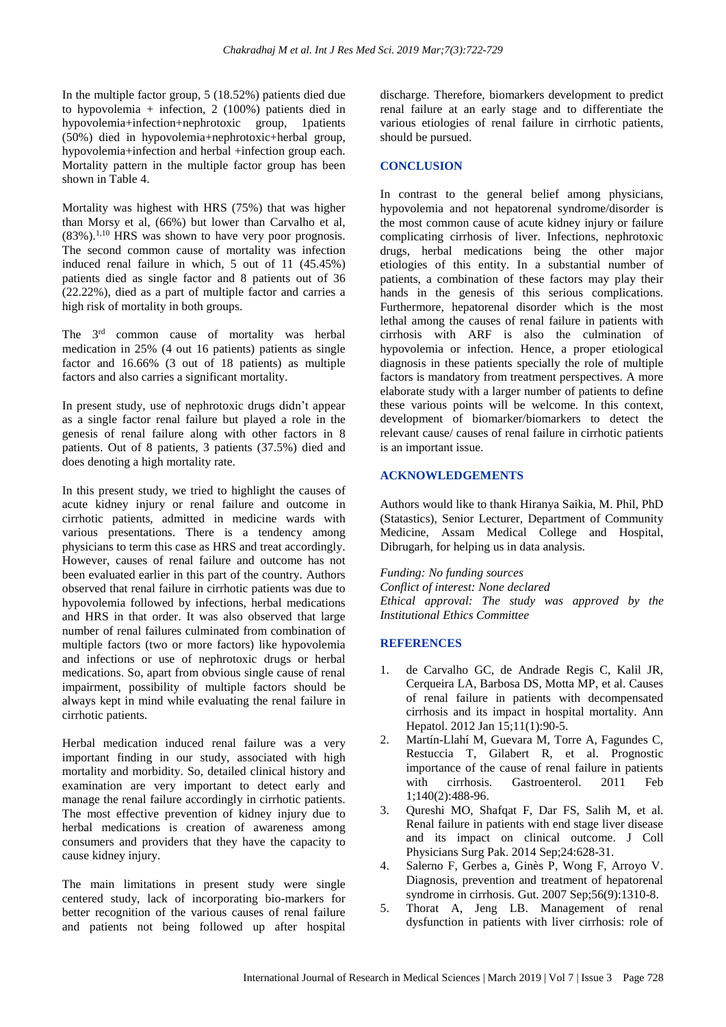In the multiple factor group, 5 (18.52%) patients died due to hypovolemia + infection, 2 (100%) patients died in hypovolemia+infection+nephrotoxic group, 1patients (50%) died in hypovolemia+nephrotoxic+herbal group, hypovolemia+infection and herbal +infection group each. Mortality pattern in the multiple factor group has been shown in Table 4.

Mortality was highest with HRS (75%) that was higher than Morsy et al, (66%) but lower than Carvalho et al, (83%).[1,10] HRS was shown to have very poor prognosis. The second common cause of mortality was infection induced renal failure in which, 5 out of 11 (45.45%) patients died as single factor and 8 patients out of 36 (22.22%), died as a part of multiple factor and carries a high risk of mortality in both groups.

The 3rd common cause of mortality was herbal medication in 25% (4 out 16 patients) patients as single factor and 16.66% (3 out of 18 patients) as multiple factors and also carries a significant mortality.

In present study, use of nephrotoxic drugs didn't appear as a single factor renal failure but played a role in the genesis of renal failure along with other factors in 8 patients. Out of 8 patients, 3 patients (37.5%) died and does denoting a high mortality rate.

In this present study, we tried to highlight the causes of acute kidney injury or renal failure and outcome in cirrhotic patients, admitted in medicine wards with various presentations. There is a tendency among physicians to term this case as HRS and treat accordingly. However, causes of renal failure and outcome has not been evaluated earlier in this part of the country. Authors observed that renal failure in cirrhotic patients was due to hypovolemia followed by infections, herbal medications and HRS in that order. It was also observed that large number of renal failures culminated from combination of multiple factors (two or more factors) like hypovolemia and infections or use of nephrotoxic drugs or herbal medications. So, apart from obvious single cause of renal impairment, possibility of multiple factors should be always kept in mind while evaluating the renal failure in cirrhotic patients.

Herbal medication induced renal failure was a very important finding in our study, associated with high mortality and morbidity. So, detailed clinical history and examination are very important to detect early and manage the renal failure accordingly in cirrhotic patients. The most effective prevention of kidney injury due to herbal medications is creation of awareness among consumers and providers that they have the capacity to cause kidney injury.

The main limitations in present study were single centered study, lack of incorporating bio-markers for better recognition of the various causes of renal failure and patients not being followed up after hospital discharge. Therefore, biomarkers development to predict renal failure at an early stage and to differentiate the various etiologies of renal failure in cirrhotic patients, should be pursued.

## CONCLUSION

In contrast to the general belief among physicians, hypovolemia and not hepatorenal syndrome/disorder is the most common cause of acute kidney injury or failure complicating cirrhosis of liver. Infections, nephrotoxic drugs, herbal medications being the other major etiologies of this entity. In a substantial number of patients, a combination of these factors may play their hands in the genesis of this serious complications. Furthermore, hepatorenal disorder which is the most lethal among the causes of renal failure in patients with cirrhosis with ARF is also the culmination of hypovolemia or infection. Hence, a proper etiological diagnosis in these patients specially the role of multiple factors is mandatory from treatment perspectives. A more elaborate study with a larger number of patients to define these various points will be welcome. In this context, development of biomarker/biomarkers to detect the relevant cause/ causes of renal failure in cirrhotic patients is an important issue.

## ACKNOWLEDGEMENTS

Authors would like to thank Hiranya Saikia, M. Phil, PhD (Statastics), Senior Lecturer, Department of Community Medicine, Assam Medical College and Hospital, Dibrugarh, for helping us in data analysis.

*Funding: No funding sources*
*Conflict of interest: None declared*
*Ethical approval: The study was approved by the Institutional Ethics Committee*

## REFERENCES

1. de Carvalho GC, de Andrade Regis C, Kalil JR, Cerqueira LA, Barbosa DS, Motta MP, et al. Causes of renal failure in patients with decompensated cirrhosis and its impact in hospital mortality. Ann Hepatol. 2012 Jan 15;11(1):90-5.
2. Martín-Llahí M, Guevara M, Torre A, Fagundes C, Restuccia T, Gilabert R, et al. Prognostic importance of the cause of renal failure in patients with cirrhosis. Gastroenterol. 2011 Feb 1;140(2):488-96.
3. Qureshi MO, Shafqat F, Dar FS, Salih M, et al. Renal failure in patients with end stage liver disease and its impact on clinical outcome. J Coll Physicians Surg Pak. 2014 Sep;24:628-31.
4. Salerno F, Gerbes a, Ginès P, Wong F, Arroyo V. Diagnosis, prevention and treatment of hepatorenal syndrome in cirrhosis. Gut. 2007 Sep;56(9):1310-8.
5. Thorat A, Jeng LB. Management of renal dysfunction in patients with liver cirrhosis: role of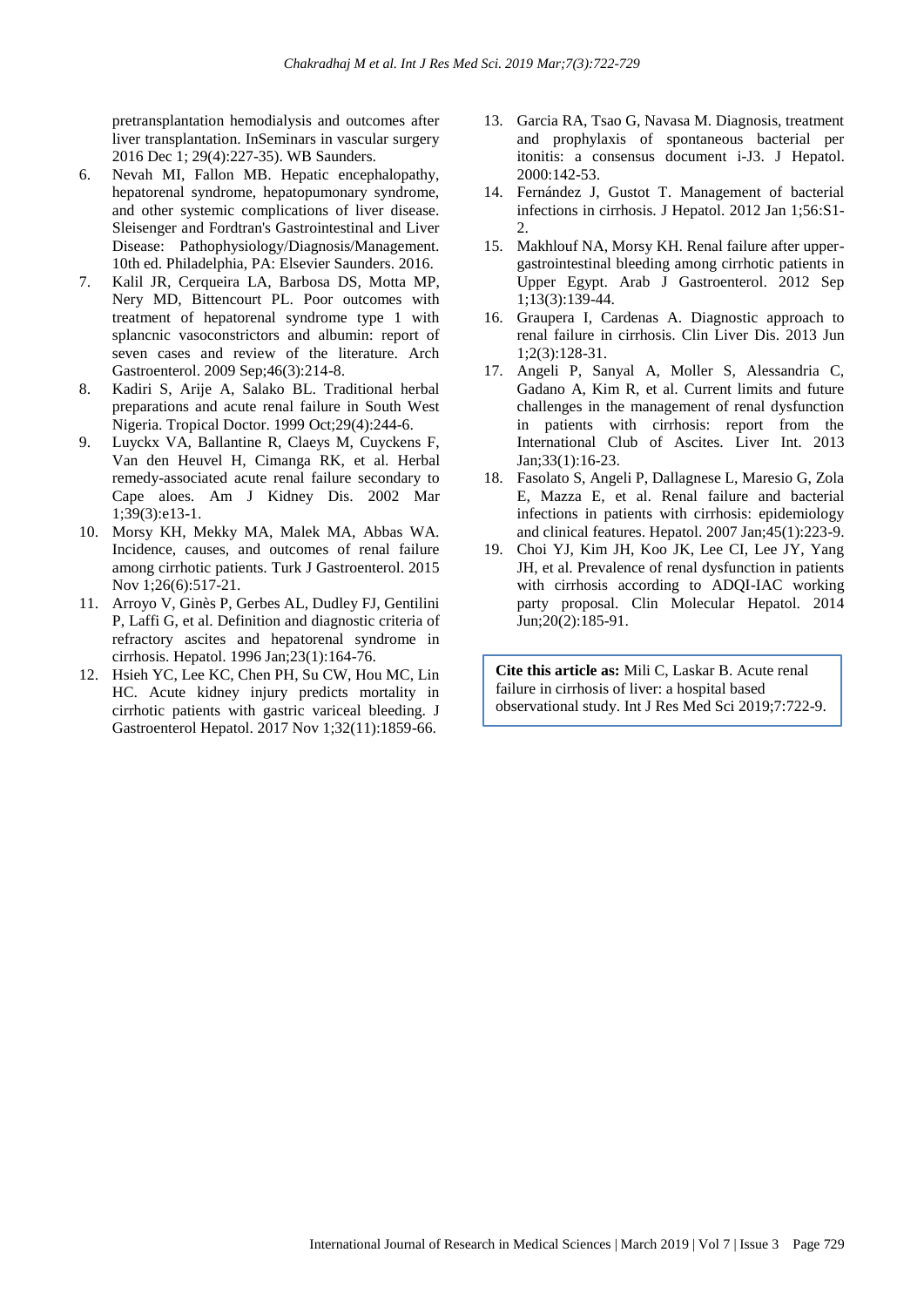pretransplantation hemodialysis and outcomes after liver transplantation. InSeminars in vascular surgery 2016 Dec 1; 29(4):227-35). WB Saunders.

6. Nevah MI, Fallon MB. Hepatic encephalopathy, hepatorenal syndrome, hepatopumonary syndrome, and other systemic complications of liver disease. Sleisenger and Fordtran's Gastrointestinal and Liver Disease: Pathophysiology/Diagnosis/Management. 10th ed. Philadelphia, PA: Elsevier Saunders. 2016.
7. Kalil JR, Cerqueira LA, Barbosa DS, Motta MP, Nery MD, Bittencourt PL. Poor outcomes with treatment of hepatorenal syndrome type 1 with splancnic vasoconstrictors and albumin: report of seven cases and review of the literature. Arch Gastroenterol. 2009 Sep;46(3):214-8.
8. Kadiri S, Arije A, Salako BL. Traditional herbal preparations and acute renal failure in South West Nigeria. Tropical Doctor. 1999 Oct;29(4):244-6.
9. Luyckx VA, Ballantine R, Claeys M, Cuyckens F, Van den Heuvel H, Cimanga RK, et al. Herbal remedy-associated acute renal failure secondary to Cape aloes. Am J Kidney Dis. 2002 Mar 1;39(3):e13-1.
10. Morsy KH, Mekky MA, Malek MA, Abbas WA. Incidence, causes, and outcomes of renal failure among cirrhotic patients. Turk J Gastroenterol. 2015 Nov 1;26(6):517-21.
11. Arroyo V, Ginès P, Gerbes AL, Dudley FJ, Gentilini P, Laffi G, et al. Definition and diagnostic criteria of refractory ascites and hepatorenal syndrome in cirrhosis. Hepatol. 1996 Jan;23(1):164-76.
12. Hsieh YC, Lee KC, Chen PH, Su CW, Hou MC, Lin HC. Acute kidney injury predicts mortality in cirrhotic patients with gastric variceal bleeding. J Gastroenterol Hepatol. 2017 Nov 1;32(11):1859-66.
13. Garcia RA, Tsao G, Navasa M. Diagnosis, treatment and prophylaxis of spontaneous bacterial per itonitis: a consensus document i-J3. J Hepatol. 2000:142-53.
14. Fernández J, Gustot T. Management of bacterial infections in cirrhosis. J Hepatol. 2012 Jan 1;56:S1-2.
15. Makhlouf NA, Morsy KH. Renal failure after upper-gastrointestinal bleeding among cirrhotic patients in Upper Egypt. Arab J Gastroenterol. 2012 Sep 1;13(3):139-44.
16. Graupera I, Cardenas A. Diagnostic approach to renal failure in cirrhosis. Clin Liver Dis. 2013 Jun 1;2(3):128-31.
17. Angeli P, Sanyal A, Moller S, Alessandria C, Gadano A, Kim R, et al. Current limits and future challenges in the management of renal dysfunction in patients with cirrhosis: report from the International Club of Ascites. Liver Int. 2013 Jan;33(1):16-23.
18. Fasolato S, Angeli P, Dallagnese L, Maresio G, Zola E, Mazza E, et al. Renal failure and bacterial infections in patients with cirrhosis: epidemiology and clinical features. Hepatol. 2007 Jan;45(1):223-9.
19. Choi YJ, Kim JH, Koo JK, Lee CI, Lee JY, Yang JH, et al. Prevalence of renal dysfunction in patients with cirrhosis according to ADQI-IAC working party proposal. Clin Molecular Hepatol. 2014 Jun;20(2):185-91.

**Cite this article as:** Mili C, Laskar B. Acute renal failure in cirrhosis of liver: a hospital based observational study. Int J Res Med Sci 2019;7:722-9.